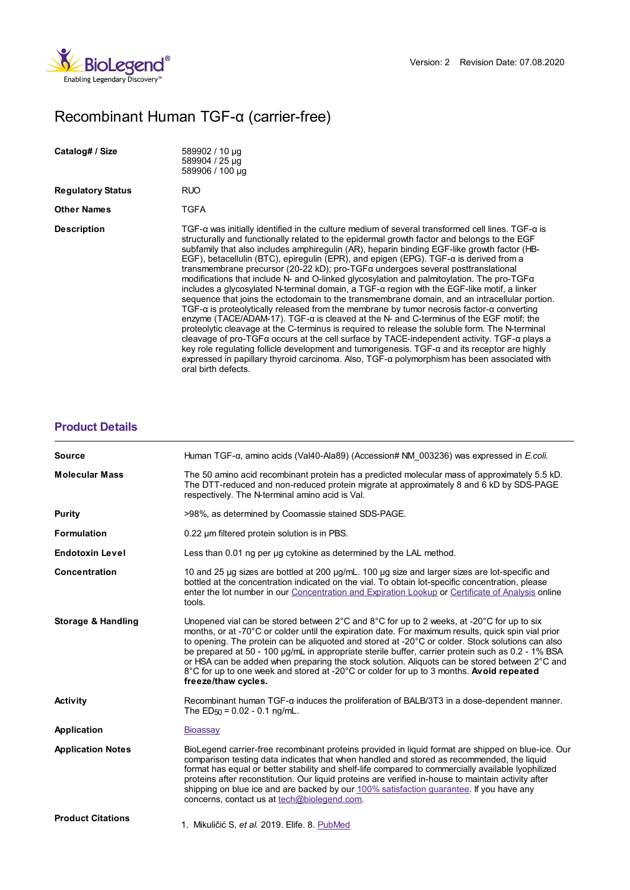Version: 2 Revision Date: 07.08.2020

# Recombinant Human TGF-α (carrier-free)

| | |
|---|---|
| **Catalog# / Size** | 589902 / 10 µg<br>589904 / 25 µg<br>589906 / 100 µg |
| **Regulatory Status** | RUO |
| **Other Names** | TGFA |
| **Description** | TGF-α was initially identified in the culture medium of several transformed cell lines. TGF-α is structurally and functionally related to the epidermal growth factor and belongs to the EGF subfamily that also includes amphiregulin (AR), heparin binding EGF-like growth factor (HB-EGF), betacellulin (BTC), epiregulin (EPR), and epigen (EPG). TGF-α is derived from a transmembrane precursor (20-22 kD); pro-TGFα undergoes several posttranslational modifications that include N- and O-linked glycosylation and palmitoylation. The pro-TGFα includes a glycosylated N-terminal domain, a TGF-α region with the EGF-like motif, a linker sequence that joins the ectodomain to the transmembrane domain, and an intracellular portion. TGF-α is proteolytically released from the membrane by tumor necrosis factor-α converting enzyme (TACE/ADAM-17). TGF-α is cleaved at the N- and C-terminus of the EGF motif; the proteolytic cleavage at the C-terminus is required to release the soluble form. The N-terminal cleavage of pro-TGFα occurs at the cell surface by TACE-independent activity. TGF-α plays a key role regulating follicle development and tumorigenesis. TGF-α and its receptor are highly expressed in papillary thyroid carcinoma. Also, TGF-α polymorphism has been associated with oral birth defects. |

## Product Details

| | |
|---|---|
| **Source** | Human TGF-α, amino acids (Val40-Ala89) (Accession# NM_003236) was expressed in *E.coli.* |
| **Molecular Mass** | The 50 amino acid recombinant protein has a predicted molecular mass of approximately 5.5 kD. The DTT-reduced and non-reduced protein migrate at approximately 8 and 6 kD by SDS-PAGE respectively. The N-terminal amino acid is Val. |
| **Purity** | >98%, as determined by Coomassie stained SDS-PAGE. |
| **Formulation** | 0.22 µm filtered protein solution is in PBS. |
| **Endotoxin Level** | Less than 0.01 ng per µg cytokine as determined by the LAL method. |
| **Concentration** | 10 and 25 µg sizes are bottled at 200 µg/mL. 100 µg size and larger sizes are lot-specific and bottled at the concentration indicated on the vial. To obtain lot-specific concentration, please enter the lot number in our Concentration and Expiration Lookup or Certificate of Analysis online tools. |
| **Storage & Handling** | Unopened vial can be stored between 2°C and 8°C for up to 2 weeks, at -20°C for up to six months, or at -70°C or colder until the expiration date. For maximum results, quick spin vial prior to opening. The protein can be aliquoted and stored at -20°C or colder. Stock solutions can also be prepared at 50 - 100 µg/mL in appropriate sterile buffer, carrier protein such as 0.2 - 1% BSA or HSA can be added when preparing the stock solution. Aliquots can be stored between 2°C and 8°C for up to one week and stored at -20°C or colder for up to 3 months. **Avoid repeated freeze/thaw cycles.** |
| **Activity** | Recombinant human TGF-α induces the proliferation of BALB/3T3 in a dose-dependent manner. The $ED_{50}$ = 0.02 - 0.1 ng/mL. |
| **Application** | Bioassay |
| **Application Notes** | BioLegend carrier-free recombinant proteins provided in liquid format are shipped on blue-ice. Our comparison testing data indicates that when handled and stored as recommended, the liquid format has equal or better stability and shelf-life compared to commercially available lyophilized proteins after reconstitution. Our liquid proteins are verified in-house to maintain activity after shipping on blue ice and are backed by our 100% satisfaction guarantee. If you have any concerns, contact us at tech@biolegend.com. |
| **Product Citations** | 1. Mikuličić S, *et al.* 2019. Elife. 8. PubMed |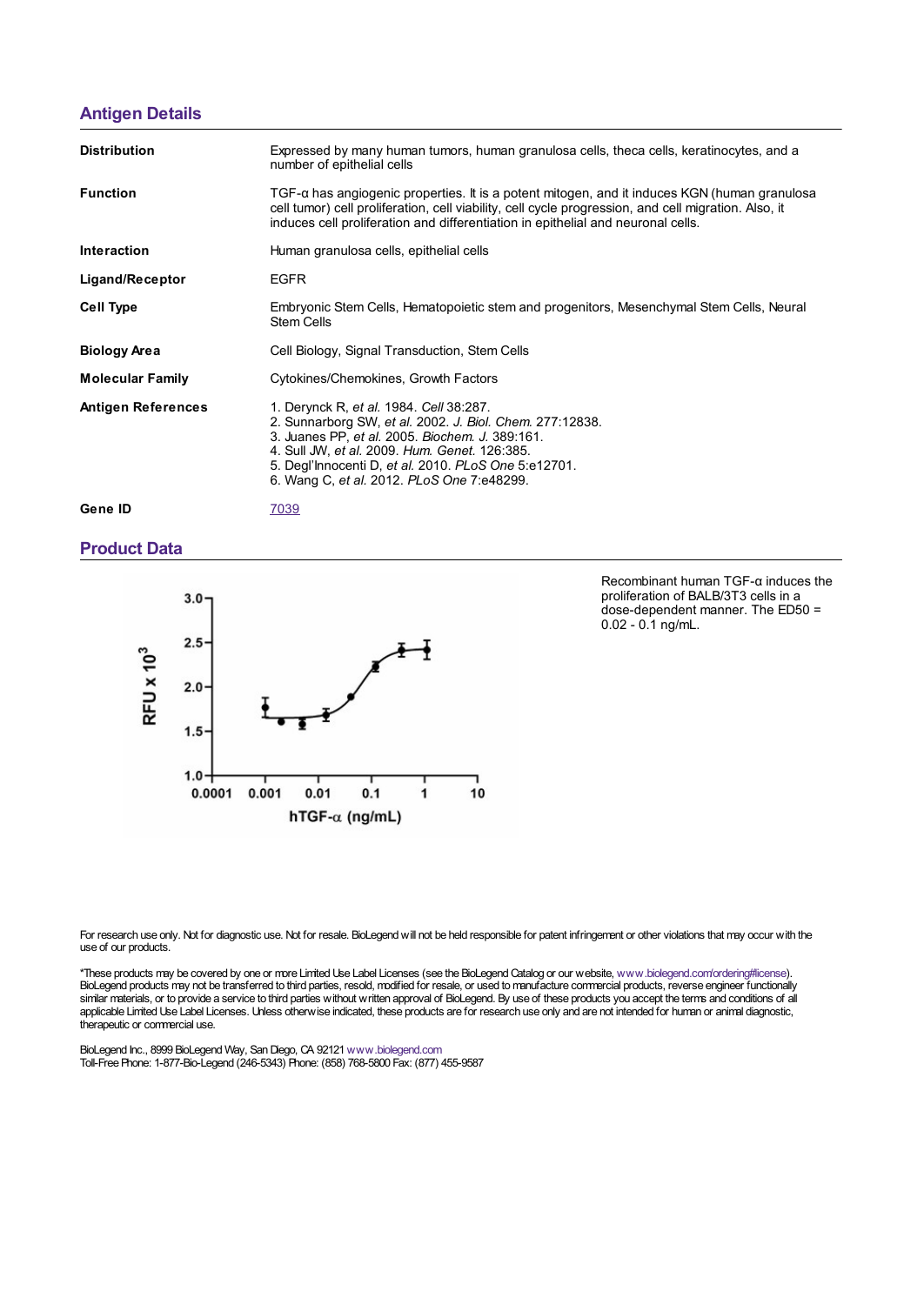## Antigen Details

| | |
|---|---|
| **Distribution** | Expressed by many human tumors, human granulosa cells, theca cells, keratinocytes, and a number of epithelial cells |
| **Function** | TGF-α has angiogenic properties. It is a potent mitogen, and it induces KGN (human granulosa cell tumor) cell proliferation, cell viability, cell cycle progression, and cell migration. Also, it induces cell proliferation and differentiation in epithelial and neuronal cells. |
| **Interaction** | Human granulosa cells, epithelial cells |
| **Ligand/Receptor** | EGFR |
| **Cell Type** | Embryonic Stem Cells, Hematopoietic stem and progenitors, Mesenchymal Stem Cells, Neural Stem Cells |
| **Biology Area** | Cell Biology, Signal Transduction, Stem Cells |
| **Molecular Family** | Cytokines/Chemokines, Growth Factors |
| **Antigen References** | 1. Derynck R, *et al.* 1984. *Cell* 38:287.<br>2. Sunnarborg SW, *et al.* 2002. *J. Biol. Chem.* 277:12838.<br>3. Juanes PP, *et al.* 2005. *Biochem. J.* 389:161.<br>4. Sull JW, *et al.* 2009. *Hum. Genet.* 126:385.<br>5. Degl'Innocenti D, *et al.* 2010. *PLoS One* 5:e12701.<br>6. Wang C, *et al.* 2012. *PLoS One* 7:e48299. |
| **Gene ID** | 7039 |

## Product Data

RFU x $10^3$

3.0
2.5
2.0
1.5
1.0

0.0001 0.001 0.01 0.1 1 10

hTGF-α (ng/mL)

Recombinant human TGF-α induces the proliferation of BALB/3T3 cells in a dose-dependent manner. The ED50 = 0.02 - 0.1 ng/mL.

For research use only. Not for diagnostic use. Not for resale. BioLegend will not be held responsible for patent infringement or other violations that may occur with the use of our products.

*These products may be covered by one or more Limited Use Label Licenses (see the BioLegend Catalog or our website, www.biolegend.com/ordering#license). BioLegend products may not be transferred to third parties, resold, modified for resale, or used to manufacture commercial products, reverse engineer functionally similar materials, or to provide a service to third parties without written approval of BioLegend. By use of these products you accept the terms and conditions of all applicable Limited Use Label Licenses. Unless otherwise indicated, these products are for research use only and are not intended for human or animal diagnostic, therapeutic or commercial use.

BioLegend Inc., 8999 BioLegend Way, San Diego, CA 92121 www.biolegend.com
Toll-Free Phone: 1-877-Bio-Legend (246-5343) Phone: (858) 768-5800 Fax: (877) 455-9587